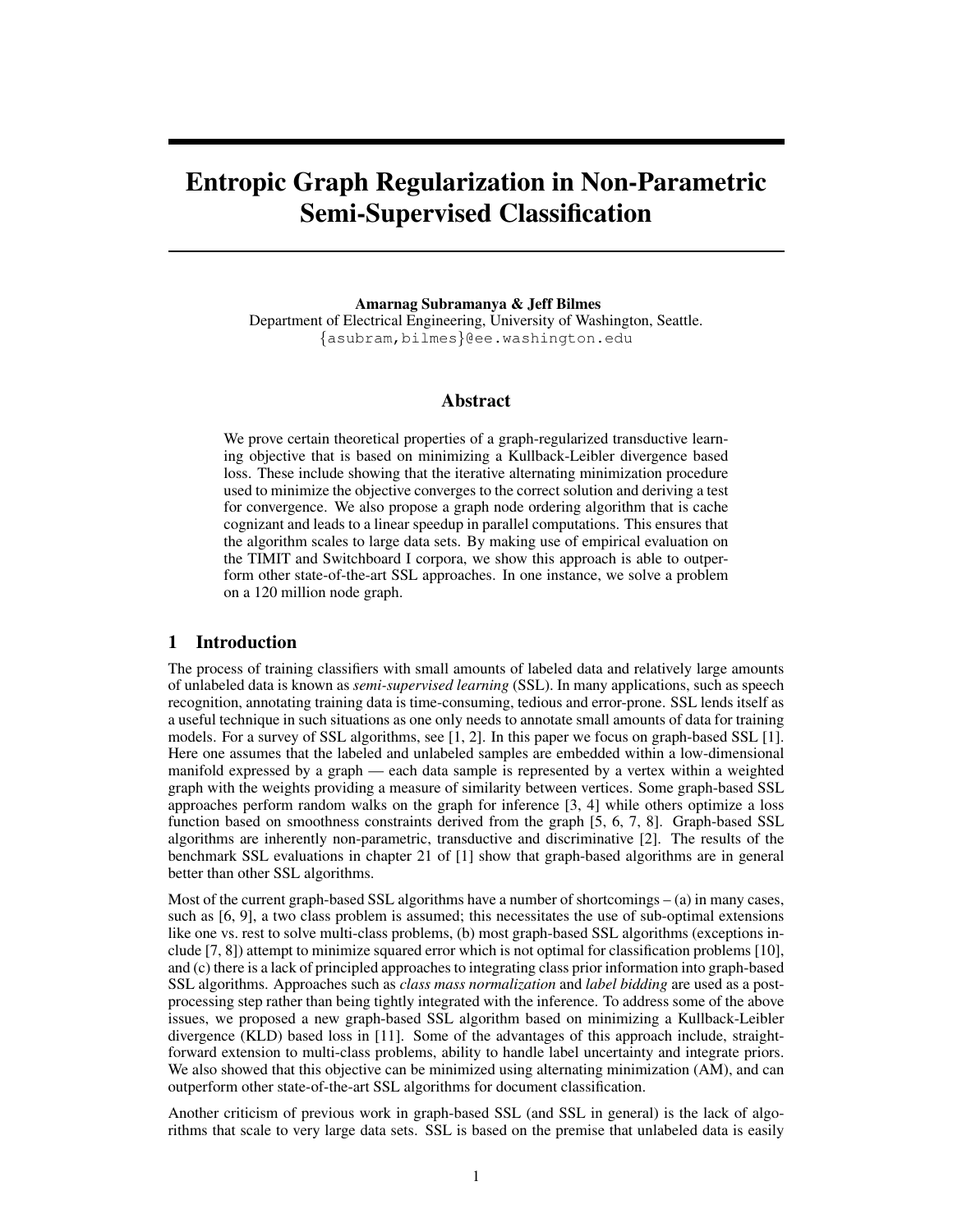# Entropic Graph Regularization in Non-Parametric Semi-Supervised Classification

**Amarnag Subramanya & Jeff Bilmes**
Department of Electrical Engineering, University of Washington, Seattle.
{asubram,bilmes}@ee.washington.edu

## Abstract

We prove certain theoretical properties of a graph-regularized transductive learning objective that is based on minimizing a Kullback-Leibler divergence based loss. These include showing that the iterative alternating minimization procedure used to minimize the objective converges to the correct solution and deriving a test for convergence. We also propose a graph node ordering algorithm that is cache cognizant and leads to a linear speedup in parallel computations. This ensures that the algorithm scales to large data sets. By making use of empirical evaluation on the TIMIT and Switchboard I corpora, we show this approach is able to outperform other state-of-the-art SSL approaches. In one instance, we solve a problem on a 120 million node graph.

## 1 Introduction

The process of training classifiers with small amounts of labeled data and relatively large amounts of unlabeled data is known as *semi-supervised learning* (SSL). In many applications, such as speech recognition, annotating training data is time-consuming, tedious and error-prone. SSL lends itself as a useful technique in such situations as one only needs to annotate small amounts of data for training models. For a survey of SSL algorithms, see [1, 2]. In this paper we focus on graph-based SSL [1]. Here one assumes that the labeled and unlabeled samples are embedded within a low-dimensional manifold expressed by a graph — each data sample is represented by a vertex within a weighted graph with the weights providing a measure of similarity between vertices. Some graph-based SSL approaches perform random walks on the graph for inference [3, 4] while others optimize a loss function based on smoothness constraints derived from the graph [5, 6, 7, 8]. Graph-based SSL algorithms are inherently non-parametric, transductive and discriminative [2]. The results of the benchmark SSL evaluations in chapter 21 of [1] show that graph-based algorithms are in general better than other SSL algorithms.

Most of the current graph-based SSL algorithms have a number of shortcomings – (a) in many cases, such as [6, 9], a two class problem is assumed; this necessitates the use of sub-optimal extensions like one vs. rest to solve multi-class problems, (b) most graph-based SSL algorithms (exceptions include [7, 8]) attempt to minimize squared error which is not optimal for classification problems [10], and (c) there is a lack of principled approaches to integrating class prior information into graph-based SSL algorithms. Approaches such as *class mass normalization* and *label bidding* are used as a post-processing step rather than being tightly integrated with the inference. To address some of the above issues, we proposed a new graph-based SSL algorithm based on minimizing a Kullback-Leibler divergence (KLD) based loss in [11]. Some of the advantages of this approach include, straightforward extension to multi-class problems, ability to handle label uncertainty and integrate priors. We also showed that this objective can be minimized using alternating minimization (AM), and can outperform other state-of-the-art SSL algorithms for document classification.

Another criticism of previous work in graph-based SSL (and SSL in general) is the lack of algorithms that scale to very large data sets. SSL is based on the premise that unlabeled data is easily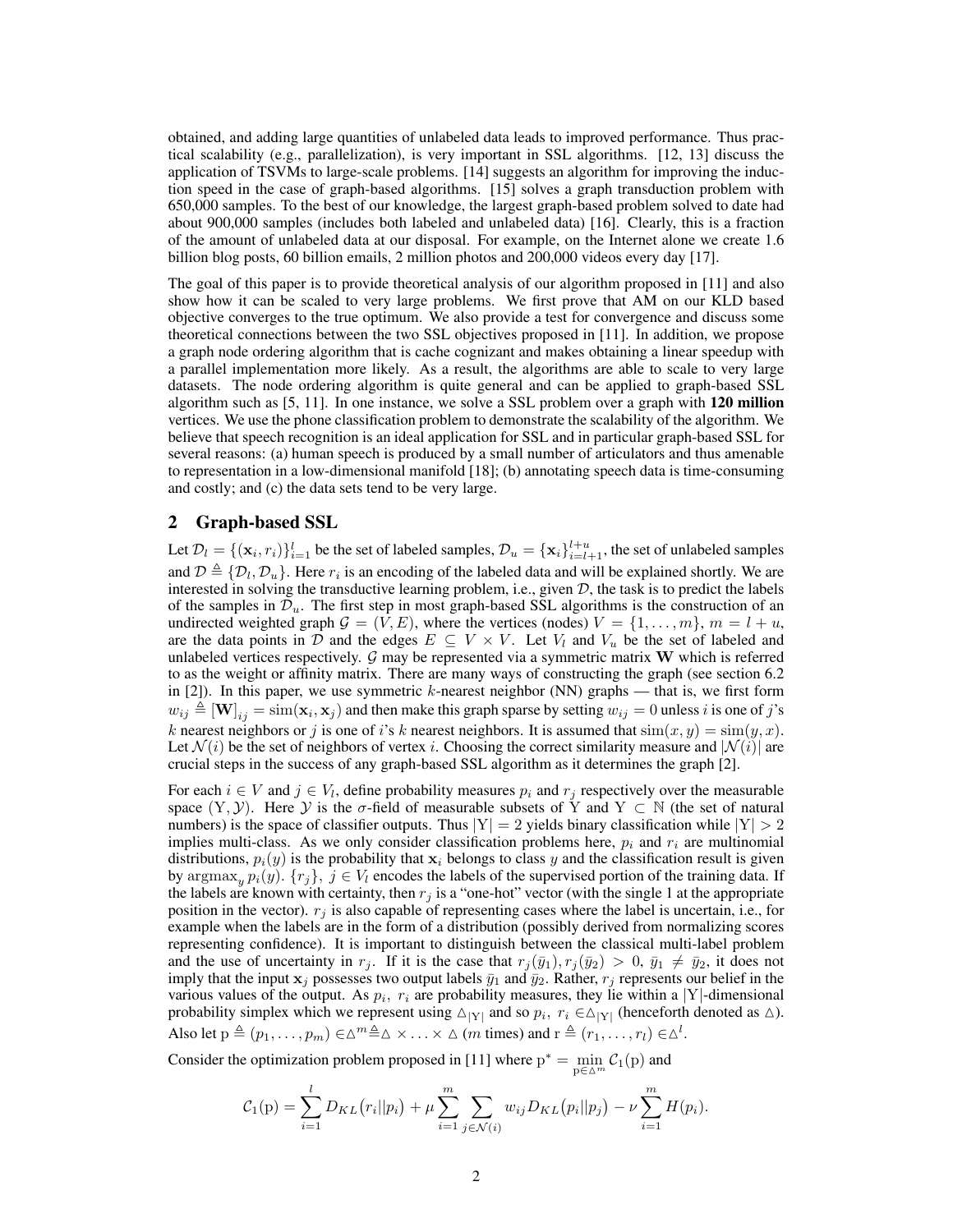obtained, and adding large quantities of unlabeled data leads to improved performance. Thus practical scalability (e.g., parallelization), is very important in SSL algorithms. [12, 13] discuss the application of TSVMs to large-scale problems. [14] suggests an algorithm for improving the induction speed in the case of graph-based algorithms. [15] solves a graph transduction problem with 650,000 samples. To the best of our knowledge, the largest graph-based problem solved to date had about 900,000 samples (includes both labeled and unlabeled data) [16]. Clearly, this is a fraction of the amount of unlabeled data at our disposal. For example, on the Internet alone we create 1.6 billion blog posts, 60 billion emails, 2 million photos and 200,000 videos every day [17].

The goal of this paper is to provide theoretical analysis of our algorithm proposed in [11] and also show how it can be scaled to very large problems. We first prove that AM on our KLD based objective converges to the true optimum. We also provide a test for convergence and discuss some theoretical connections between the two SSL objectives proposed in [11]. In addition, we propose a graph node ordering algorithm that is cache cognizant and makes obtaining a linear speedup with a parallel implementation more likely. As a result, the algorithms are able to scale to very large datasets. The node ordering algorithm is quite general and can be applied to graph-based SSL algorithm such as [5, 11]. In one instance, we solve a SSL problem over a graph with **120 million** vertices. We use the phone classification problem to demonstrate the scalability of the algorithm. We believe that speech recognition is an ideal application for SSL and in particular graph-based SSL for several reasons: (a) human speech is produced by a small number of articulators and thus amenable to representation in a low-dimensional manifold [18]; (b) annotating speech data is time-consuming and costly; and (c) the data sets tend to be very large.

## 2 Graph-based SSL

Let $\mathcal{D}_l = \{(\mathbf{x}_i, r_i)\}_{i=1}^{l}$ be the set of labeled samples, $\mathcal{D}_u = \{\mathbf{x}_i\}_{i=l+1}^{l+u}$, the set of unlabeled samples and $\mathcal{D} \triangleq \{\mathcal{D}_l, \mathcal{D}_u\}$. Here $r_i$ is an encoding of the labeled data and will be explained shortly. We are interested in solving the transductive learning problem, i.e., given $\mathcal{D}$, the task is to predict the labels of the samples in $\mathcal{D}_u$. The first step in most graph-based SSL algorithms is the construction of an undirected weighted graph $\mathcal{G} = (V, E)$, where the vertices (nodes) $V = \{1, \ldots, m\}$, $m = l + u$, are the data points in $\mathcal{D}$ and the edges $E \subseteq V \times V$. Let $V_l$ and $V_u$ be the set of labeled and unlabeled vertices respectively. $\mathcal{G}$ may be represented via a symmetric matrix $\mathbf{W}$ which is referred to as the weight or affinity matrix. There are many ways of constructing the graph (see section 6.2 in [2]). In this paper, we use symmetric $k$-nearest neighbor (NN) graphs — that is, we first form $w_{ij} \triangleq [\mathbf{W}]_{ij} = \text{sim}(\mathbf{x}_i, \mathbf{x}_j)$ and then make this graph sparse by setting $w_{ij} = 0$ unless $i$ is one of $j$'s $k$ nearest neighbors or $j$ is one of $i$'s $k$ nearest neighbors. It is assumed that $\text{sim}(x, y) = \text{sim}(y, x)$. Let $\mathcal{N}(i)$ be the set of neighbors of vertex $i$. Choosing the correct similarity measure and $|\mathcal{N}(i)|$ are crucial steps in the success of any graph-based SSL algorithm as it determines the graph [2].

For each $i \in V$ and $j \in V_l$, define probability measures $p_i$ and $r_j$ respectively over the measurable space $(\mathrm{Y}, \mathcal{Y})$. Here $\mathcal{Y}$ is the $\sigma$-field of measurable subsets of $\mathrm{Y}$ and $\mathrm{Y} \subset \mathbb{N}$ (the set of natural numbers) is the space of classifier outputs. Thus $|\mathrm{Y}| = 2$ yields binary classification while $|\mathrm{Y}| > 2$ implies multi-class. As we only consider classification problems here, $p_i$ and $r_i$ are multinomial distributions, $p_i(y)$ is the probability that $\mathbf{x}_i$ belongs to class $y$ and the classification result is given by $\text{argmax}_y\, p_i(y)$. $\{r_j\}$, $j \in V_l$ encodes the labels of the supervised portion of the training data. If the labels are known with certainty, then $r_j$ is a "one-hot" vector (with the single 1 at the appropriate position in the vector). $r_j$ is also capable of representing cases where the label is uncertain, i.e., for example when the labels are in the form of a distribution (possibly derived from normalizing scores representing confidence). It is important to distinguish between the classical multi-label problem and the use of uncertainty in $r_j$. If it is the case that $r_j(\bar{y}_1), r_j(\bar{y}_2) > 0$, $\bar{y}_1 \neq \bar{y}_2$, it does not imply that the input $\mathbf{x}_j$ possesses two output labels $\bar{y}_1$ and $\bar{y}_2$. Rather, $r_j$ represents our belief in the various values of the output. As $p_i$, $r_i$ are probability measures, they lie within a $|\mathrm{Y}|$-dimensional probability simplex which we represent using $\triangle_{|\mathrm{Y}|}$ and so $p_i, r_i \in \triangle_{|\mathrm{Y}|}$ (henceforth denoted as $\triangle$). Also let $\mathrm{p} \triangleq (p_1, \ldots, p_m) \in \triangle^m \triangleq \triangle \times \ldots \times \triangle$ ($m$ times) and $\mathrm{r} \triangleq (r_1, \ldots, r_l) \in \triangle^l$.

Consider the optimization problem proposed in [11] where $\mathrm{p}^* = \min_{\mathrm{p} \in \triangle^m} \mathcal{C}_1(\mathrm{p})$ and

$$\mathcal{C}_1(\mathrm{p}) = \sum_{i=1}^{l} D_{KL}\big(r_i || p_i\big) + \mu \sum_{i=1}^{m} \sum_{j \in \mathcal{N}(i)} w_{ij} D_{KL}\big(p_i || p_j\big) - \nu \sum_{i=1}^{m} H(p_i).$$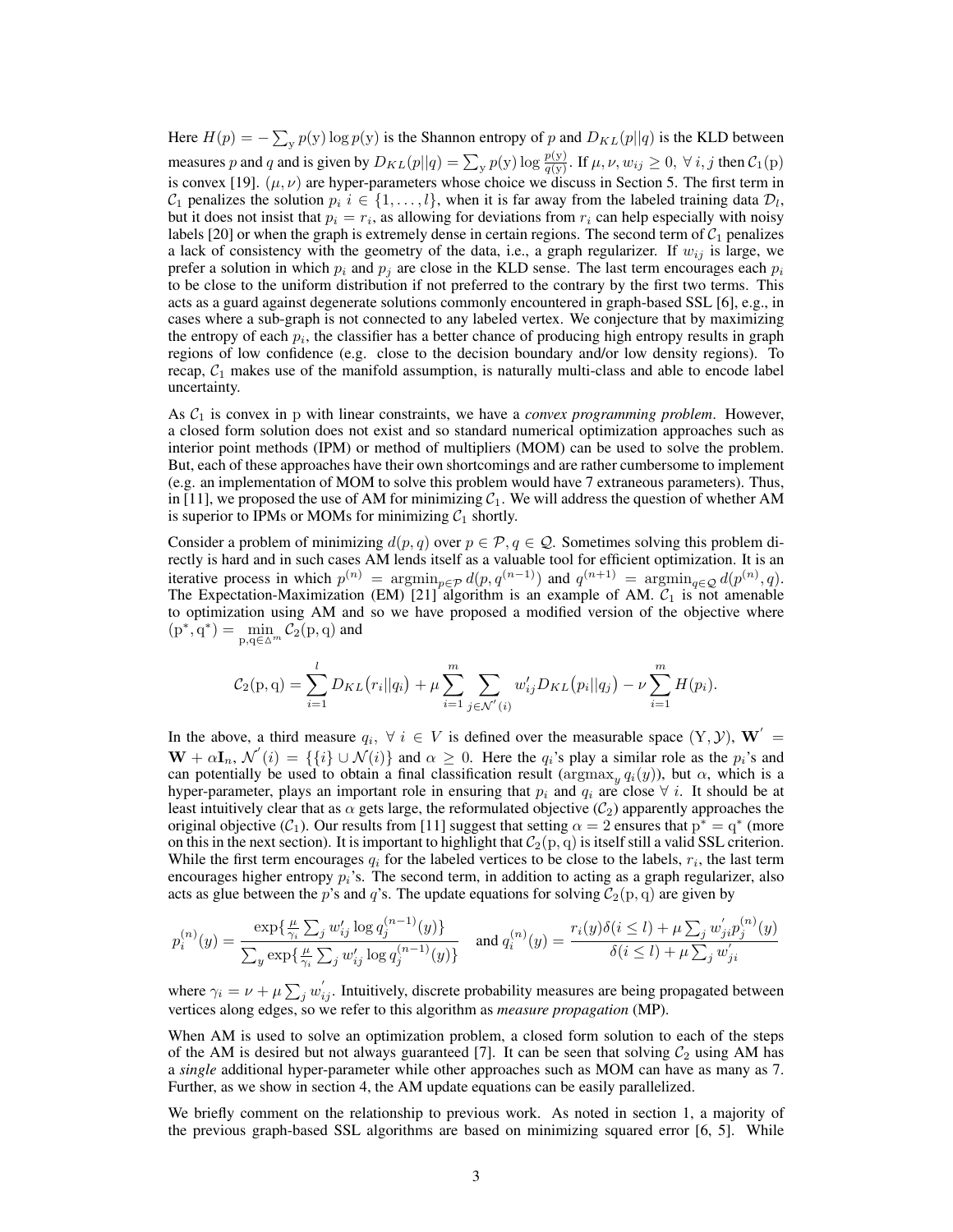Here $H(p) = -\sum_{\mathrm{y}} p(\mathrm{y}) \log p(\mathrm{y})$ is the Shannon entropy of $p$ and $D_{KL}(p||q)$ is the KLD between measures $p$ and $q$ and is given by $D_{KL}(p||q) = \sum_{\mathrm{y}} p(\mathrm{y}) \log \frac{p(\mathrm{y})}{q(\mathrm{y})}$. If $\mu, \nu, w_{ij} \geq 0,\ \forall\, i, j$ then $\mathcal{C}_1(\mathrm{p})$ is convex [19]. $(\mu, \nu)$ are hyper-parameters whose choice we discuss in Section 5. The first term in $\mathcal{C}_1$ penalizes the solution $p_i\ i \in \{1, \ldots, l\}$, when it is far away from the labeled training data $\mathcal{D}_l$, but it does not insist that $p_i = r_i$, as allowing for deviations from $r_i$ can help especially with noisy labels [20] or when the graph is extremely dense in certain regions. The second term of $\mathcal{C}_1$ penalizes a lack of consistency with the geometry of the data, i.e., a graph regularizer. If $w_{ij}$ is large, we prefer a solution in which $p_i$ and $p_j$ are close in the KLD sense. The last term encourages each $p_i$ to be close to the uniform distribution if not preferred to the contrary by the first two terms. This acts as a guard against degenerate solutions commonly encountered in graph-based SSL [6], e.g., in cases where a sub-graph is not connected to any labeled vertex. We conjecture that by maximizing the entropy of each $p_i$, the classifier has a better chance of producing high entropy results in graph regions of low confidence (e.g. close to the decision boundary and/or low density regions). To recap, $\mathcal{C}_1$ makes use of the manifold assumption, is naturally multi-class and able to encode label uncertainty.

As $\mathcal{C}_1$ is convex in p with linear constraints, we have a *convex programming problem*. However, a closed form solution does not exist and so standard numerical optimization approaches such as interior point methods (IPM) or method of multipliers (MOM) can be used to solve the problem. But, each of these approaches have their own shortcomings and are rather cumbersome to implement (e.g. an implementation of MOM to solve this problem would have 7 extraneous parameters). Thus, in [11], we proposed the use of AM for minimizing $\mathcal{C}_1$. We will address the question of whether AM is superior to IPMs or MOMs for minimizing $\mathcal{C}_1$ shortly.

Consider a problem of minimizing $d(p, q)$ over $p \in \mathcal{P}, q \in \mathcal{Q}$. Sometimes solving this problem directly is hard and in such cases AM lends itself as a valuable tool for efficient optimization. It is an iterative process in which $p^{(n)} = \mathrm{argmin}_{p \in \mathcal{P}}\, d(p, q^{(n-1)})$ and $q^{(n+1)} = \mathrm{argmin}_{q \in \mathcal{Q}}\, d(p^{(n)}, q)$. The Expectation-Maximization (EM) [21] algorithm is an example of AM. $\mathcal{C}_1$ is not amenable to optimization using AM and so we have proposed a modified version of the objective where $(\mathrm{p}^*, \mathrm{q}^*) = \min_{\mathrm{p}, \mathrm{q} \in \triangle^m} \mathcal{C}_2(\mathrm{p}, \mathrm{q})$ and

$$\mathcal{C}_2(\mathrm{p}, \mathrm{q}) = \sum_{i=1}^{l} D_{KL}\big(r_i || q_i\big) + \mu \sum_{i=1}^{m} \sum_{j \in \mathcal{N}'(i)} w'_{ij} D_{KL}\big(p_i || q_j\big) - \nu \sum_{i=1}^{m} H(p_i).$$

In the above, a third measure $q_i,\ \forall\, i \in V$ is defined over the measurable space $(\mathrm{Y}, \mathcal{Y})$, $\mathbf{W}' = \mathbf{W} + \alpha \mathbf{I}_n$, $\mathcal{N}'(i) = \{\{i\} \cup \mathcal{N}(i)\}$ and $\alpha \geq 0$. Here the $q_i$'s play a similar role as the $p_i$'s and can potentially be used to obtain a final classification result ($\mathrm{argmax}_y\, q_i(y)$), but $\alpha$, which is a hyper-parameter, plays an important role in ensuring that $p_i$ and $q_i$ are close $\forall\, i$. It should be at least intuitively clear that as $\alpha$ gets large, the reformulated objective ($\mathcal{C}_2$) apparently approaches the original objective ($\mathcal{C}_1$). Our results from [11] suggest that setting $\alpha = 2$ ensures that $\mathrm{p}^* = \mathrm{q}^*$ (more on this in the next section). It is important to highlight that $\mathcal{C}_2(\mathrm{p}, \mathrm{q})$ is itself still a valid SSL criterion. While the first term encourages $q_i$ for the labeled vertices to be close to the labels, $r_i$, the last term encourages higher entropy $p_i$'s. The second term, in addition to acting as a graph regularizer, also acts as glue between the $p$'s and $q$'s. The update equations for solving $\mathcal{C}_2(\mathrm{p}, \mathrm{q})$ are given by

$$p_i^{(n)}(y) = \frac{\exp\{\frac{\mu}{\gamma_i} \sum_j w'_{ij} \log q_j^{(n-1)}(y)\}}{\sum_y \exp\{\frac{\mu}{\gamma_i} \sum_j w'_{ij} \log q_j^{(n-1)}(y)\}} \quad \text{and } q_i^{(n)}(y) = \frac{r_i(y)\delta(i \leq l) + \mu \sum_j w'_{ji} p_j^{(n)}(y)}{\delta(i \leq l) + \mu \sum_j w'_{ji}}$$

where $\gamma_i = \nu + \mu \sum_j w'_{ij}$. Intuitively, discrete probability measures are being propagated between vertices along edges, so we refer to this algorithm as *measure propagation* (MP).

When AM is used to solve an optimization problem, a closed form solution to each of the steps of the AM is desired but not always guaranteed [7]. It can be seen that solving $\mathcal{C}_2$ using AM has a *single* additional hyper-parameter while other approaches such as MOM can have as many as 7. Further, as we show in section 4, the AM update equations can be easily parallelized.

We briefly comment on the relationship to previous work. As noted in section 1, a majority of the previous graph-based SSL algorithms are based on minimizing squared error [6, 5]. While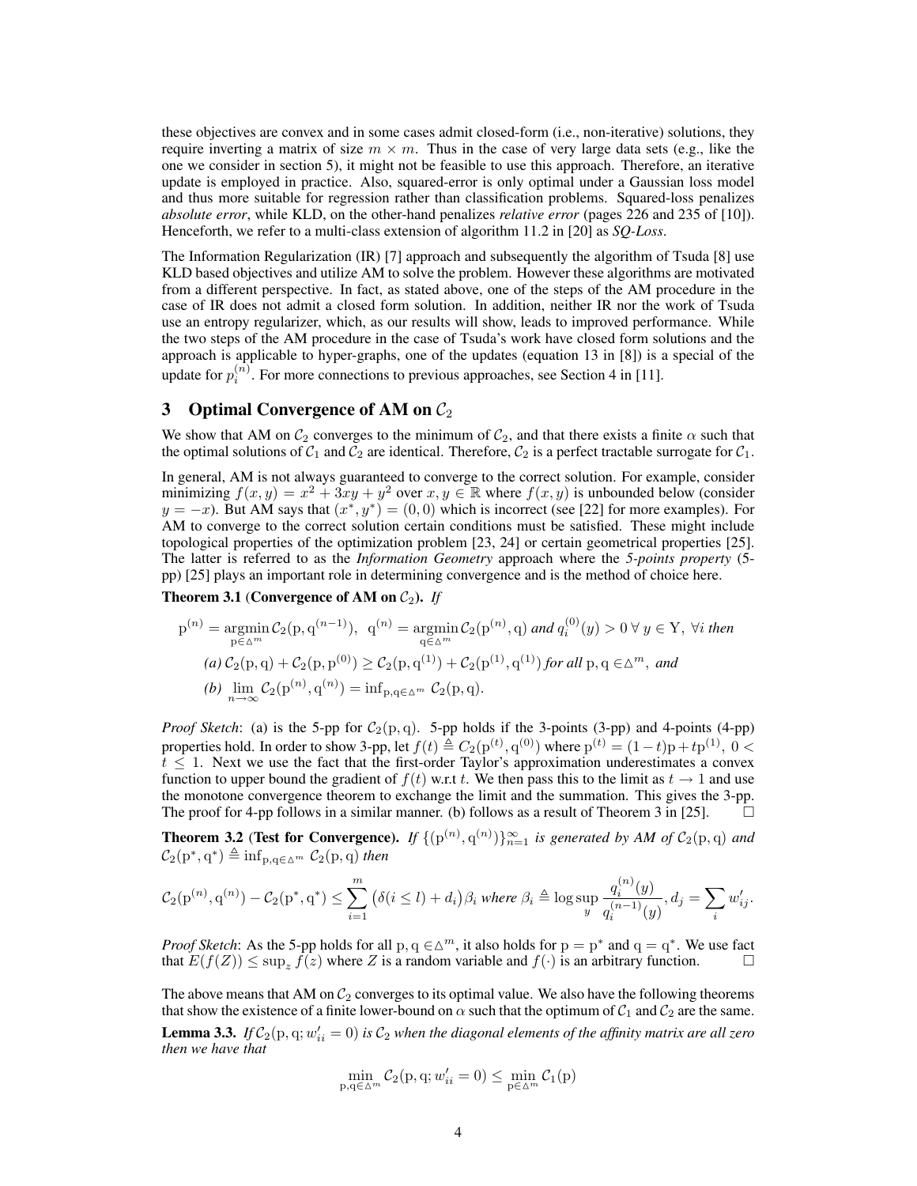these objectives are convex and in some cases admit closed-form (i.e., non-iterative) solutions, they require inverting a matrix of size $m \times m$. Thus in the case of very large data sets (e.g., like the one we consider in section 5), it might not be feasible to use this approach. Therefore, an iterative update is employed in practice. Also, squared-error is only optimal under a Gaussian loss model and thus more suitable for regression rather than classification problems. Squared-loss penalizes *absolute error*, while KLD, on the other-hand penalizes *relative error* (pages 226 and 235 of [10]). Henceforth, we refer to a multi-class extension of algorithm 11.2 in [20] as *SQ-Loss*.

The Information Regularization (IR) [7] approach and subsequently the algorithm of Tsuda [8] use KLD based objectives and utilize AM to solve the problem. However these algorithms are motivated from a different perspective. In fact, as stated above, one of the steps of the AM procedure in the case of IR does not admit a closed form solution. In addition, neither IR nor the work of Tsuda use an entropy regularizer, which, as our results will show, leads to improved performance. While the two steps of the AM procedure in the case of Tsuda's work have closed form solutions and the approach is applicable to hyper-graphs, one of the updates (equation 13 in [8]) is a special of the update for $p_i^{(n)}$. For more connections to previous approaches, see Section 4 in [11].

## 3 Optimal Convergence of AM on $\mathcal{C}_2$

We show that AM on $\mathcal{C}_2$ converges to the minimum of $\mathcal{C}_2$, and that there exists a finite $\alpha$ such that the optimal solutions of $\mathcal{C}_1$ and $\mathcal{C}_2$ are identical. Therefore, $\mathcal{C}_2$ is a perfect tractable surrogate for $\mathcal{C}_1$.

In general, AM is not always guaranteed to converge to the correct solution. For example, consider minimizing $f(x, y) = x^2 + 3xy + y^2$ over $x, y \in \mathbb{R}$ where $f(x, y)$ is unbounded below (consider $y = -x$). But AM says that $(x^*, y^*) = (0, 0)$ which is incorrect (see [22] for more examples). For AM to converge to the correct solution certain conditions must be satisfied. These might include topological properties of the optimization problem [23, 24] or certain geometrical properties [25]. The latter is referred to as the *Information Geometry* approach where the *5-points property* (5-pp) [25] plays an important role in determining convergence and is the method of choice here.

**Theorem 3.1** (**Convergence of AM on $\mathcal{C}_2$**). *If*

$$\mathrm{p}^{(n)} = \operatorname*{argmin}_{\mathrm{p} \in \triangle^m} \mathcal{C}_2(\mathrm{p}, \mathrm{q}^{(n-1)}), \;\; \mathrm{q}^{(n)} = \operatorname*{argmin}_{\mathrm{q} \in \triangle^m} \mathcal{C}_2(\mathrm{p}^{(n)}, \mathrm{q}) \text{ and } q_i^{(0)}(y) > 0 \;\forall\, y \in \mathrm{Y},\; \forall i \text{ then}$$

*(a)* $\mathcal{C}_2(\mathrm{p}, \mathrm{q}) + \mathcal{C}_2(\mathrm{p}, \mathrm{p}^{(0)}) \geq \mathcal{C}_2(\mathrm{p}, \mathrm{q}^{(1)}) + \mathcal{C}_2(\mathrm{p}^{(1)}, \mathrm{q}^{(1)})$ *for all* $\mathrm{p}, \mathrm{q} \in \triangle^m$, *and*

*(b)* $\lim_{n \to \infty} \mathcal{C}_2(\mathrm{p}^{(n)}, \mathrm{q}^{(n)}) = \inf_{\mathrm{p}, \mathrm{q} \in \triangle^m} \mathcal{C}_2(\mathrm{p}, \mathrm{q})$.

*Proof Sketch*: (a) is the 5-pp for $\mathcal{C}_2(\mathrm{p}, \mathrm{q})$. 5-pp holds if the 3-points (3-pp) and 4-points (4-pp) properties hold. In order to show 3-pp, let $f(t) \triangleq C_2(\mathrm{p}^{(t)}, \mathrm{q}^{(0)})$ where $\mathrm{p}^{(t)} = (1-t)\mathrm{p} + t\mathrm{p}^{(1)},\ 0 < t \leq 1$. Next we use the fact that the first-order Taylor's approximation underestimates a convex function to upper bound the gradient of $f(t)$ w.r.t $t$. We then pass this to the limit as $t \to 1$ and use the monotone convergence theorem to exchange the limit and the summation. This gives the 3-pp. The proof for 4-pp follows in a similar manner. (b) follows as a result of Theorem 3 in [25]. □

**Theorem 3.2** (**Test for Convergence**). *If* $\{(\mathrm{p}^{(n)}, \mathrm{q}^{(n)})\}_{n=1}^{\infty}$ *is generated by AM of* $\mathcal{C}_2(\mathrm{p}, \mathrm{q})$ *and* $\mathcal{C}_2(\mathrm{p}^*, \mathrm{q}^*) \triangleq \inf_{\mathrm{p}, \mathrm{q} \in \triangle^m} \mathcal{C}_2(\mathrm{p}, \mathrm{q})$ *then*

$$\mathcal{C}_2(\mathrm{p}^{(n)}, \mathrm{q}^{(n)}) - \mathcal{C}_2(\mathrm{p}^*, \mathrm{q}^*) \leq \sum_{i=1}^{m} \big(\delta(i \leq l) + d_i\big)\beta_i \text{ where } \beta_i \triangleq \log \sup_y \frac{q_i^{(n)}(y)}{q_i^{(n-1)}(y)}, d_j = \sum_i w'_{ij}.$$

*Proof Sketch*: As the 5-pp holds for all $\mathrm{p}, \mathrm{q} \in \triangle^m$, it also holds for $\mathrm{p} = \mathrm{p}^*$ and $\mathrm{q} = \mathrm{q}^*$. We use fact that $E(f(Z)) \leq \sup_z f(z)$ where $Z$ is a random variable and $f(\cdot)$ is an arbitrary function. □

The above means that AM on $\mathcal{C}_2$ converges to its optimal value. We also have the following theorems that show the existence of a finite lower-bound on $\alpha$ such that the optimum of $\mathcal{C}_1$ and $\mathcal{C}_2$ are the same.

**Lemma 3.3.** *If* $\mathcal{C}_2(\mathrm{p}, \mathrm{q}; w'_{ii} = 0)$ *is* $\mathcal{C}_2$ *when the diagonal elements of the affinity matrix are all zero then we have that*

$$\min_{\mathrm{p}, \mathrm{q} \in \triangle^m} \mathcal{C}_2(\mathrm{p}, \mathrm{q}; w'_{ii} = 0) \leq \min_{\mathrm{p} \in \triangle^m} \mathcal{C}_1(\mathrm{p})$$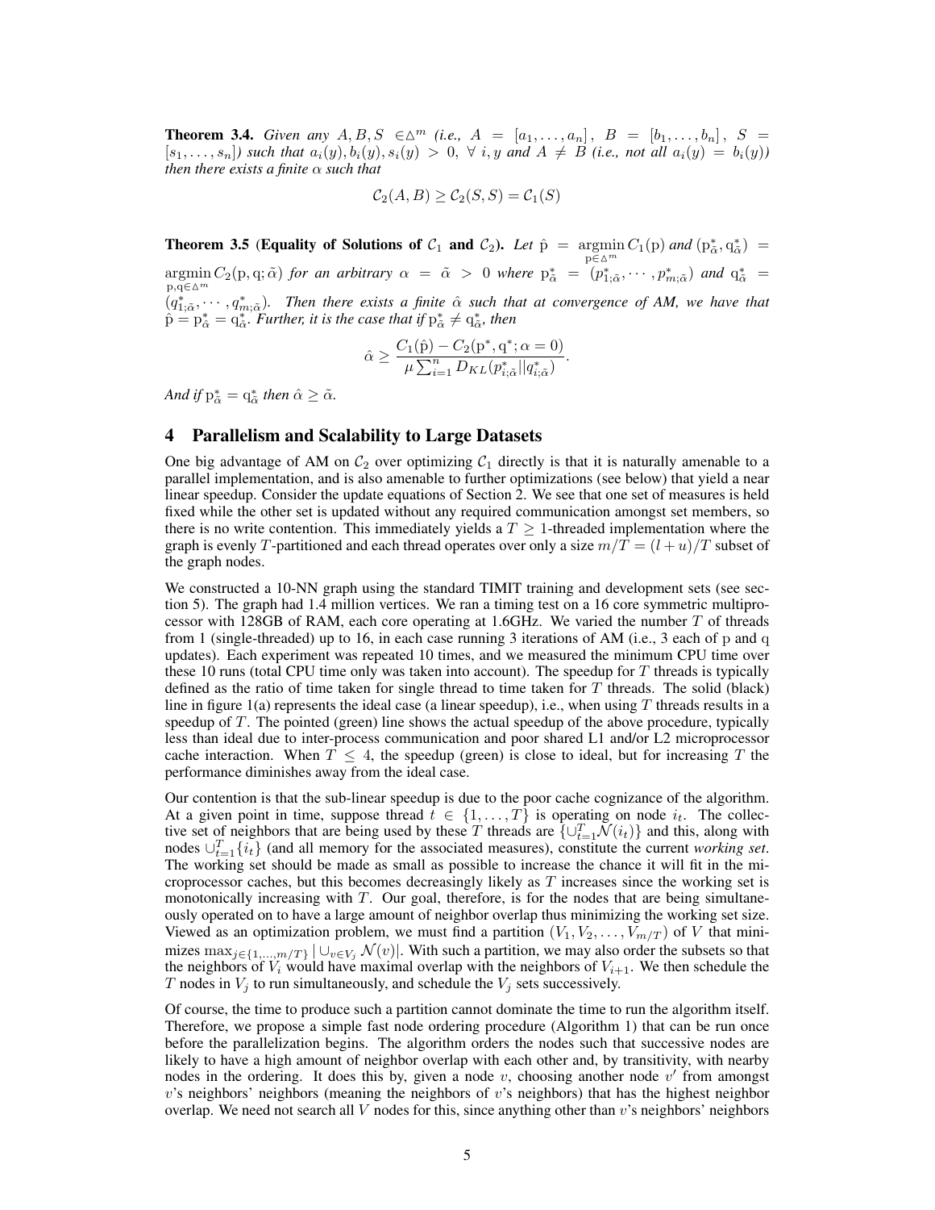**Theorem 3.4.** *Given any $A, B, S \in \triangle^m$ (i.e., $A = [a_1, \ldots, a_n]$, $B = [b_1, \ldots, b_n]$, $S = [s_1, \ldots, s_n]$) such that $a_i(y), b_i(y), s_i(y) > 0$, $\forall\ i, y$ and $A \neq B$ (i.e., not all $a_i(y) = b_i(y)$) then there exists a finite $\alpha$ such that*

$$\mathcal{C}_2(A, B) \geq \mathcal{C}_2(S, S) = \mathcal{C}_1(S)$$

**Theorem 3.5 (Equality of Solutions of $\mathcal{C}_1$ and $\mathcal{C}_2$).** *Let $\hat{\mathrm{p}} = \underset{\mathrm{p} \in \triangle^m}{\operatorname{argmin}}\, C_1(\mathrm{p})$ and $(\mathrm{p}^*_{\tilde{\alpha}}, \mathrm{q}^*_{\tilde{\alpha}}) = \underset{\mathrm{p},\mathrm{q} \in \triangle^m}{\operatorname{argmin}}\, C_2(\mathrm{p}, \mathrm{q}; \tilde{\alpha})$ for an arbitrary $\alpha = \tilde{\alpha} > 0$ where $\mathrm{p}^*_{\tilde{\alpha}} = (p^*_{1;\tilde{\alpha}}, \cdots, p^*_{m;\tilde{\alpha}})$ and $\mathrm{q}^*_{\tilde{\alpha}} = (q^*_{1;\tilde{\alpha}}, \cdots, q^*_{m;\tilde{\alpha}})$. Then there exists a finite $\hat{\alpha}$ such that at convergence of AM, we have that $\hat{\mathrm{p}} = \mathrm{p}^*_{\hat{\alpha}} = \mathrm{q}^*_{\hat{\alpha}}$. Further, it is the case that if $\mathrm{p}^*_{\tilde{\alpha}} \neq \mathrm{q}^*_{\tilde{\alpha}}$, then*

$$\hat{\alpha} \geq \frac{C_1(\hat{\mathrm{p}}) - C_2(\mathrm{p}^*, \mathrm{q}^*; \alpha = 0)}{\mu \sum_{i=1}^n D_{KL}(p^*_{i;\tilde{\alpha}} || q^*_{i;\tilde{\alpha}})}.$$

*And if $\mathrm{p}^*_{\tilde{\alpha}} = \mathrm{q}^*_{\tilde{\alpha}}$ then $\hat{\alpha} \geq \tilde{\alpha}$.*

## 4 Parallelism and Scalability to Large Datasets

One big advantage of AM on $\mathcal{C}_2$ over optimizing $\mathcal{C}_1$ directly is that it is naturally amenable to a parallel implementation, and is also amenable to further optimizations (see below) that yield a near linear speedup. Consider the update equations of Section 2. We see that one set of measures is held fixed while the other set is updated without any required communication amongst set members, so there is no write contention. This immediately yields a $T \geq 1$-threaded implementation where the graph is evenly $T$-partitioned and each thread operates over only a size $m/T = (l+u)/T$ subset of the graph nodes.

We constructed a 10-NN graph using the standard TIMIT training and development sets (see section 5). The graph had 1.4 million vertices. We ran a timing test on a 16 core symmetric multiprocessor with 128GB of RAM, each core operating at 1.6GHz. We varied the number $T$ of threads from 1 (single-threaded) up to 16, in each case running 3 iterations of AM (i.e., 3 each of $\mathrm{p}$ and $\mathrm{q}$ updates). Each experiment was repeated 10 times, and we measured the minimum CPU time over these 10 runs (total CPU time only was taken into account). The speedup for $T$ threads is typically defined as the ratio of time taken for single thread to time taken for $T$ threads. The solid (black) line in figure 1(a) represents the ideal case (a linear speedup), i.e., when using $T$ threads results in a speedup of $T$. The pointed (green) line shows the actual speedup of the above procedure, typically less than ideal due to inter-process communication and poor shared L1 and/or L2 microprocessor cache interaction. When $T \leq 4$, the speedup (green) is close to ideal, but for increasing $T$ the performance diminishes away from the ideal case.

Our contention is that the sub-linear speedup is due to the poor cache cognizance of the algorithm. At a given point in time, suppose thread $t \in \{1, \ldots, T\}$ is operating on node $i_t$. The collective set of neighbors that are being used by these $T$ threads are $\{\cup_{t=1}^T \mathcal{N}(i_t)\}$ and this, along with nodes $\cup_{t=1}^T \{i_t\}$ (and all memory for the associated measures), constitute the current *working set*. The working set should be made as small as possible to increase the chance it will fit in the microprocessor caches, but this becomes decreasingly likely as $T$ increases since the working set is monotonically increasing with $T$. Our goal, therefore, is for the nodes that are being simultaneously operated on to have a large amount of neighbor overlap thus minimizing the working set size. Viewed as an optimization problem, we must find a partition $(V_1, V_2, \ldots, V_{m/T})$ of $V$ that minimizes $\max_{j \in \{1,\ldots,m/T\}} |\cup_{v \in V_j} \mathcal{N}(v)|$. With such a partition, we may also order the subsets so that the neighbors of $V_i$ would have maximal overlap with the neighbors of $V_{i+1}$. We then schedule the $T$ nodes in $V_j$ to run simultaneously, and schedule the $V_j$ sets successively.

Of course, the time to produce such a partition cannot dominate the time to run the algorithm itself. Therefore, we propose a simple fast node ordering procedure (Algorithm 1) that can be run once before the parallelization begins. The algorithm orders the nodes such that successive nodes are likely to have a high amount of neighbor overlap with each other and, by transitivity, with nearby nodes in the ordering. It does this by, given a node $v$, choosing another node $v'$ from amongst $v$'s neighbors' neighbors (meaning the neighbors of $v$'s neighbors) that has the highest neighbor overlap. We need not search all $V$ nodes for this, since anything other than $v$'s neighbors' neighbors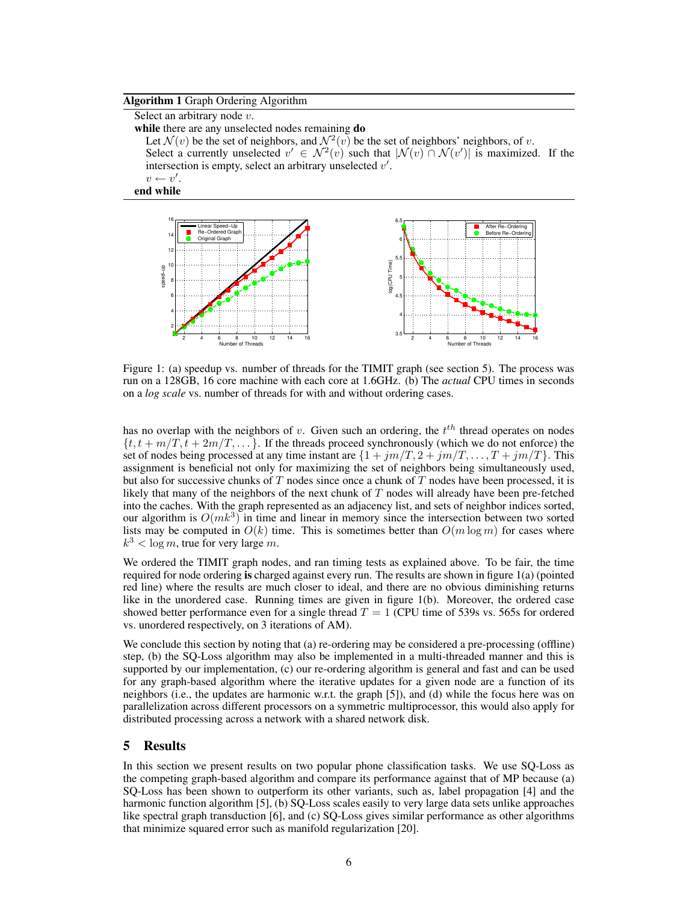**Algorithm 1** Graph Ordering Algorithm

Select an arbitrary node $v$.
**while** there are any unselected nodes remaining **do**
  Let $\mathcal{N}(v)$ be the set of neighbors, and $\mathcal{N}^2(v)$ be the set of neighbors' neighbors, of $v$.
  Select a currently unselected $v' \in \mathcal{N}^2(v)$ such that $|\mathcal{N}(v) \cap \mathcal{N}(v')|$ is maximized. If the intersection is empty, select an arbitrary unselected $v'$.
  $v \leftarrow v'$.
**end while**

Figure 1: (a) speedup vs. number of threads for the TIMIT graph (see section 5). The process was run on a 128GB, 16 core machine with each core at 1.6GHz. (b) The *actual* CPU times in seconds on a *log scale* vs. number of threads for with and without ordering cases.

has no overlap with the neighbors of $v$. Given such an ordering, the $t^{th}$ thread operates on nodes $\{t, t+m/T, t+2m/T, \dots\}$. If the threads proceed synchronously (which we do not enforce) the set of nodes being processed at any time instant are $\{1+jm/T, 2+jm/T, \dots, T+jm/T\}$. This assignment is beneficial not only for maximizing the set of neighbors being simultaneously used, but also for successive chunks of $T$ nodes since once a chunk of $T$ nodes have been processed, it is likely that many of the neighbors of the next chunk of $T$ nodes will already have been pre-fetched into the caches. With the graph represented as an adjacency list, and sets of neighbor indices sorted, our algorithm is $O(mk^3)$ in time and linear in memory since the intersection between two sorted lists may be computed in $O(k)$ time. This is sometimes better than $O(m \log m)$ for cases where $k^3 < \log m$, true for very large $m$.

We ordered the TIMIT graph nodes, and ran timing tests as explained above. To be fair, the time required for node ordering **is** charged against every run. The results are shown in figure 1(a) (pointed red line) where the results are much closer to ideal, and there are no obvious diminishing returns like in the unordered case. Running times are given in figure 1(b). Moreover, the ordered case showed better performance even for a single thread $T = 1$ (CPU time of 539s vs. 565s for ordered vs. unordered respectively, on 3 iterations of AM).

We conclude this section by noting that (a) re-ordering may be considered a pre-processing (offline) step, (b) the SQ-Loss algorithm may also be implemented in a multi-threaded manner and this is supported by our implementation, (c) our re-ordering algorithm is general and fast and can be used for any graph-based algorithm where the iterative updates for a given node are a function of its neighbors (i.e., the updates are harmonic w.r.t. the graph [5]), and (d) while the focus here was on parallelization across different processors on a symmetric multiprocessor, this would also apply for distributed processing across a network with a shared network disk.

## 5 Results

In this section we present results on two popular phone classification tasks. We use SQ-Loss as the competing graph-based algorithm and compare its performance against that of MP because (a) SQ-Loss has been shown to outperform its other variants, such as, label propagation [4] and the harmonic function algorithm [5], (b) SQ-Loss scales easily to very large data sets unlike approaches like spectral graph transduction [6], and (c) SQ-Loss gives similar performance as other algorithms that minimize squared error such as manifold regularization [20].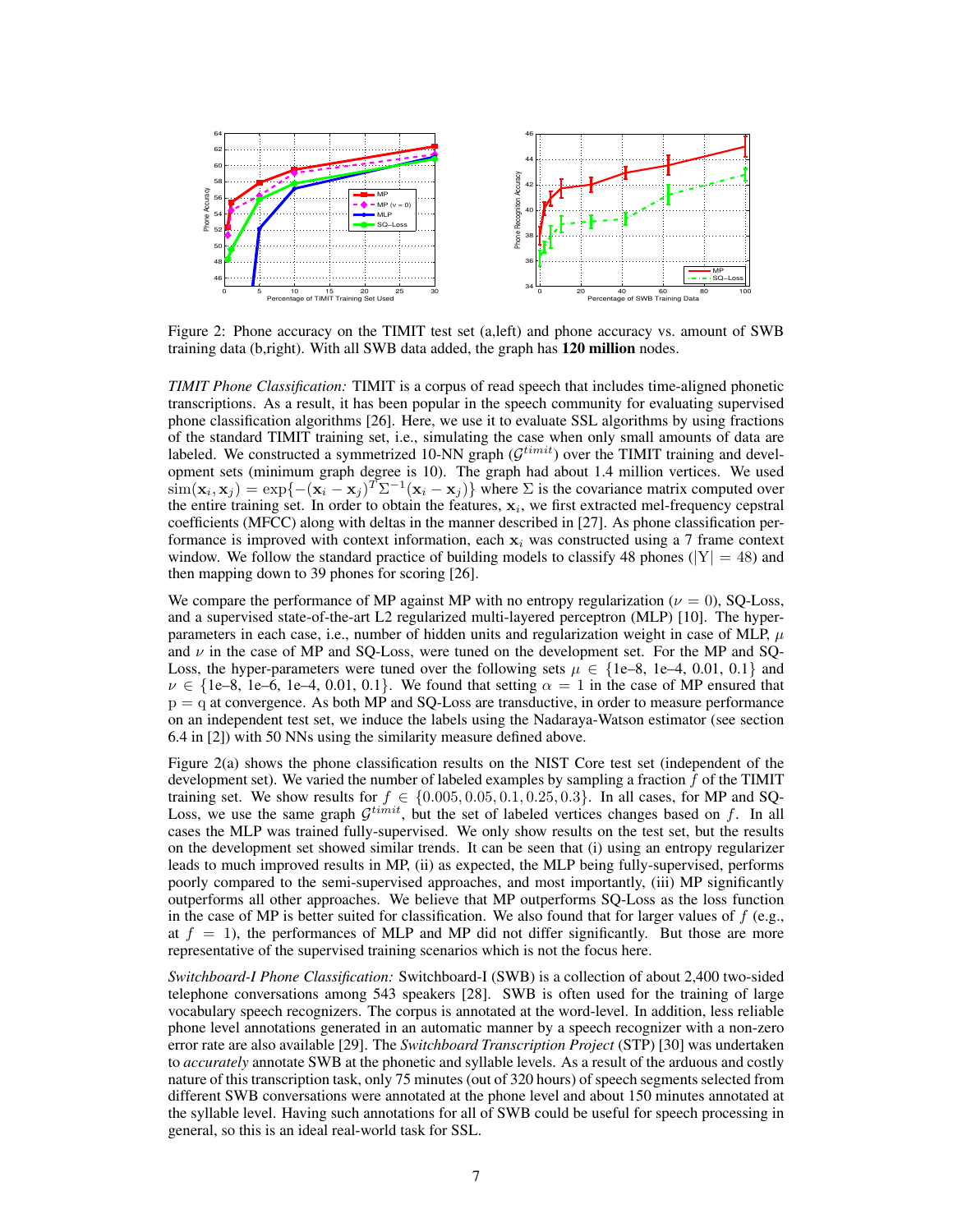Figure 2: Phone accuracy on the TIMIT test set (a,left) and phone accuracy vs. amount of SWB training data (b,right). With all SWB data added, the graph has **120 million** nodes.

*TIMIT Phone Classification:* TIMIT is a corpus of read speech that includes time-aligned phonetic transcriptions. As a result, it has been popular in the speech community for evaluating supervised phone classification algorithms [26]. Here, we use it to evaluate SSL algorithms by using fractions of the standard TIMIT training set, i.e., simulating the case when only small amounts of data are labeled. We constructed a symmetrized 10-NN graph ($\mathcal{G}^{timit}$) over the TIMIT training and development sets (minimum graph degree is 10). The graph had about 1.4 million vertices. We used $\text{sim}(\mathbf{x}_i, \mathbf{x}_j) = \exp\{-(\mathbf{x}_i - \mathbf{x}_j)^T \Sigma^{-1} (\mathbf{x}_i - \mathbf{x}_j)\}$ where $\Sigma$ is the covariance matrix computed over the entire training set. In order to obtain the features, $\mathbf{x}_i$, we first extracted mel-frequency cepstral coefficients (MFCC) along with deltas in the manner described in [27]. As phone classification performance is improved with context information, each $\mathbf{x}_i$ was constructed using a 7 frame context window. We follow the standard practice of building models to classify 48 phones ($|\mathrm{Y}| = 48$) and then mapping down to 39 phones for scoring [26].

We compare the performance of MP against MP with no entropy regularization ($\nu = 0$), SQ-Loss, and a supervised state-of-the-art L2 regularized multi-layered perceptron (MLP) [10]. The hyper-parameters in each case, i.e., number of hidden units and regularization weight in case of MLP, $\mu$ and $\nu$ in the case of MP and SQ-Loss, were tuned on the development set. For the MP and SQ-Loss, the hyper-parameters were tuned over the following sets $\mu \in \{$1e–8, 1e–4, 0.01, 0.1$\}$ and $\nu \in \{$1e–8, 1e–6, 1e–4, 0.01, 0.1$\}$. We found that setting $\alpha = 1$ in the case of MP ensured that $\mathrm{p} = \mathrm{q}$ at convergence. As both MP and SQ-Loss are transductive, in order to measure performance on an independent test set, we induce the labels using the Nadaraya-Watson estimator (see section 6.4 in [2]) with 50 NNs using the similarity measure defined above.

Figure 2(a) shows the phone classification results on the NIST Core test set (independent of the development set). We varied the number of labeled examples by sampling a fraction $f$ of the TIMIT training set. We show results for $f \in \{0.005, 0.05, 0.1, 0.25, 0.3\}$. In all cases, for MP and SQ-Loss, we use the same graph $\mathcal{G}^{timit}$, but the set of labeled vertices changes based on $f$. In all cases the MLP was trained fully-supervised. We only show results on the test set, but the results on the development set showed similar trends. It can be seen that (i) using an entropy regularizer leads to much improved results in MP, (ii) as expected, the MLP being fully-supervised, performs poorly compared to the semi-supervised approaches, and most importantly, (iii) MP significantly outperforms all other approaches. We believe that MP outperforms SQ-Loss as the loss function in the case of MP is better suited for classification. We also found that for larger values of $f$ (e.g., at $f = 1$), the performances of MLP and MP did not differ significantly. But those are more representative of the supervised training scenarios which is not the focus here.

*Switchboard-I Phone Classification:* Switchboard-I (SWB) is a collection of about 2,400 two-sided telephone conversations among 543 speakers [28]. SWB is often used for the training of large vocabulary speech recognizers. The corpus is annotated at the word-level. In addition, less reliable phone level annotations generated in an automatic manner by a speech recognizer with a non-zero error rate are also available [29]. The *Switchboard Transcription Project* (STP) [30] was undertaken to *accurately* annotate SWB at the phonetic and syllable levels. As a result of the arduous and costly nature of this transcription task, only 75 minutes (out of 320 hours) of speech segments selected from different SWB conversations were annotated at the phone level and about 150 minutes annotated at the syllable level. Having such annotations for all of SWB could be useful for speech processing in general, so this is an ideal real-world task for SSL.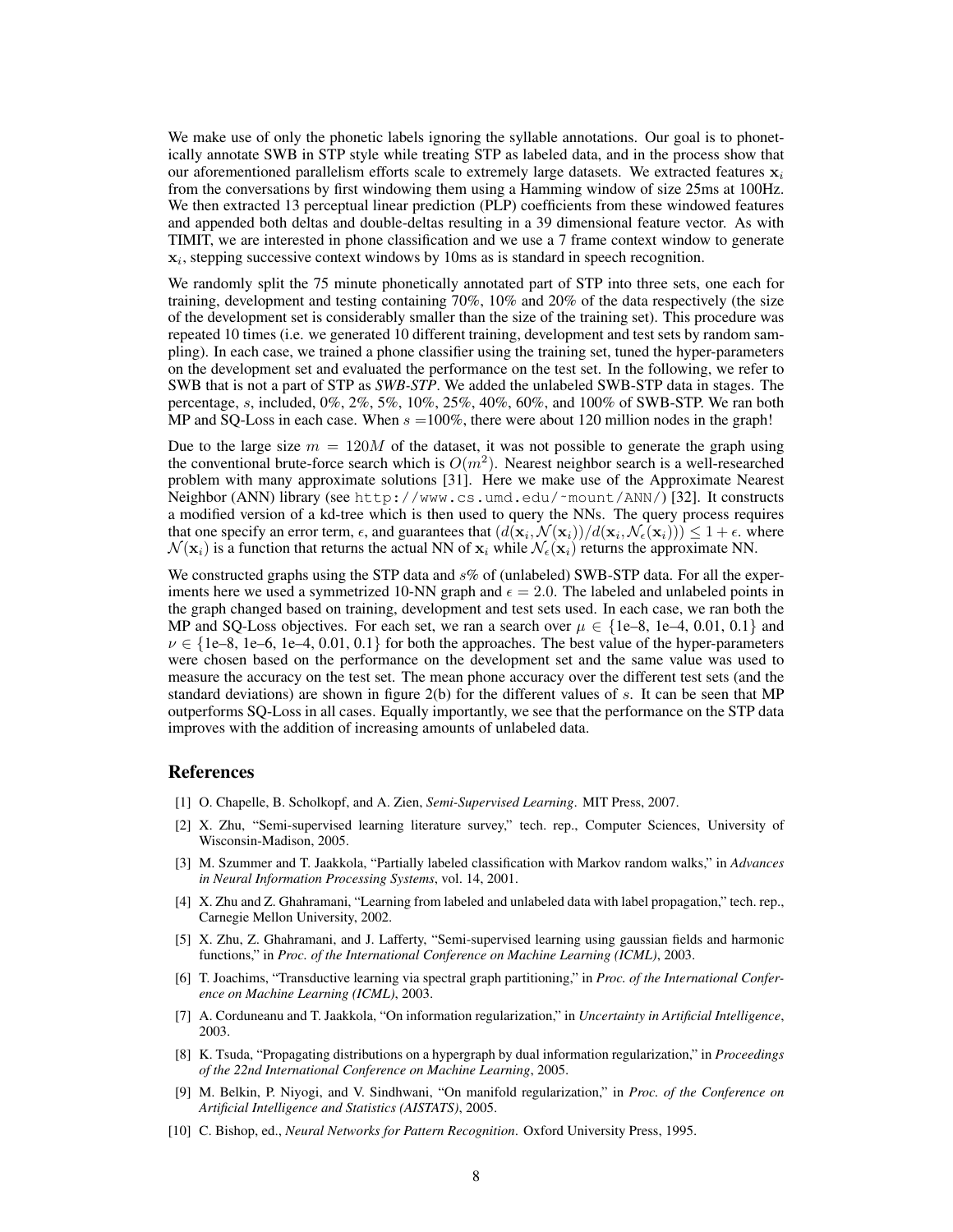We make use of only the phonetic labels ignoring the syllable annotations. Our goal is to phonetically annotate SWB in STP style while treating STP as labeled data, and in the process show that our aforementioned parallelism efforts scale to extremely large datasets. We extracted features $\mathbf{x}_i$ from the conversations by first windowing them using a Hamming window of size 25ms at 100Hz. We then extracted 13 perceptual linear prediction (PLP) coefficients from these windowed features and appended both deltas and double-deltas resulting in a 39 dimensional feature vector. As with TIMIT, we are interested in phone classification and we use a 7 frame context window to generate $\mathbf{x}_i$, stepping successive context windows by 10ms as is standard in speech recognition.

We randomly split the 75 minute phonetically annotated part of STP into three sets, one each for training, development and testing containing 70%, 10% and 20% of the data respectively (the size of the development set is considerably smaller than the size of the training set). This procedure was repeated 10 times (i.e. we generated 10 different training, development and test sets by random sampling). In each case, we trained a phone classifier using the training set, tuned the hyper-parameters on the development set and evaluated the performance on the test set. In the following, we refer to SWB that is not a part of STP as ***SWB-STP***. We added the unlabeled SWB-STP data in stages. The percentage, $s$, included, 0%, 2%, 5%, 10%, 25%, 40%, 60%, and 100% of SWB-STP. We ran both MP and SQ-Loss in each case. When $s$ =100%, there were about 120 million nodes in the graph!

Due to the large size $m = 120M$ of the dataset, it was not possible to generate the graph using the conventional brute-force search which is $O(m^2)$. Nearest neighbor search is a well-researched problem with many approximate solutions [31]. Here we make use of the Approximate Nearest Neighbor (ANN) library (see `http://www.cs.umd.edu/~mount/ANN/`) [32]. It constructs a modified version of a kd-tree which is then used to query the NNs. The query process requires that one specify an error term, $\epsilon$, and guarantees that $(d(\mathbf{x}_i, \mathcal{N}(\mathbf{x}_i))/d(\mathbf{x}_i, \mathcal{N}_\epsilon(\mathbf{x}_i))) \leq 1 + \epsilon$. where $\mathcal{N}(\mathbf{x}_i)$ is a function that returns the actual NN of $\mathbf{x}_i$ while $\mathcal{N}_\epsilon(\mathbf{x}_i)$ returns the approximate NN.

We constructed graphs using the STP data and $s$% of (unlabeled) SWB-STP data. For all the experiments here we used a symmetrized 10-NN graph and $\epsilon = 2.0$. The labeled and unlabeled points in the graph changed based on training, development and test sets used. In each case, we ran both the MP and SQ-Loss objectives. For each set, we ran a search over $\mu \in \{$1e–8, 1e–4, 0.01, 0.1$\}$ and $\nu \in \{$1e–8, 1e–6, 1e–4, 0.01, 0.1$\}$ for both the approaches. The best value of the hyper-parameters were chosen based on the performance on the development set and the same value was used to measure the accuracy on the test set. The mean phone accuracy over the different test sets (and the standard deviations) are shown in figure 2(b) for the different values of $s$. It can be seen that MP outperforms SQ-Loss in all cases. Equally importantly, we see that the performance on the STP data improves with the addition of increasing amounts of unlabeled data.

## References

[1] O. Chapelle, B. Scholkopf, and A. Zien, *Semi-Supervised Learning*. MIT Press, 2007.

[2] X. Zhu, "Semi-supervised learning literature survey," tech. rep., Computer Sciences, University of Wisconsin-Madison, 2005.

[3] M. Szummer and T. Jaakkola, "Partially labeled classification with Markov random walks," in *Advances in Neural Information Processing Systems*, vol. 14, 2001.

[4] X. Zhu and Z. Ghahramani, "Learning from labeled and unlabeled data with label propagation," tech. rep., Carnegie Mellon University, 2002.

[5] X. Zhu, Z. Ghahramani, and J. Lafferty, "Semi-supervised learning using gaussian fields and harmonic functions," in *Proc. of the International Conference on Machine Learning (ICML)*, 2003.

[6] T. Joachims, "Transductive learning via spectral graph partitioning," in *Proc. of the International Conference on Machine Learning (ICML)*, 2003.

[7] A. Corduneanu and T. Jaakkola, "On information regularization," in *Uncertainty in Artificial Intelligence*, 2003.

[8] K. Tsuda, "Propagating distributions on a hypergraph by dual information regularization," in *Proceedings of the 22nd International Conference on Machine Learning*, 2005.

[9] M. Belkin, P. Niyogi, and V. Sindhwani, "On manifold regularization," in *Proc. of the Conference on Artificial Intelligence and Statistics (AISTATS)*, 2005.

[10] C. Bishop, ed., *Neural Networks for Pattern Recognition*. Oxford University Press, 1995.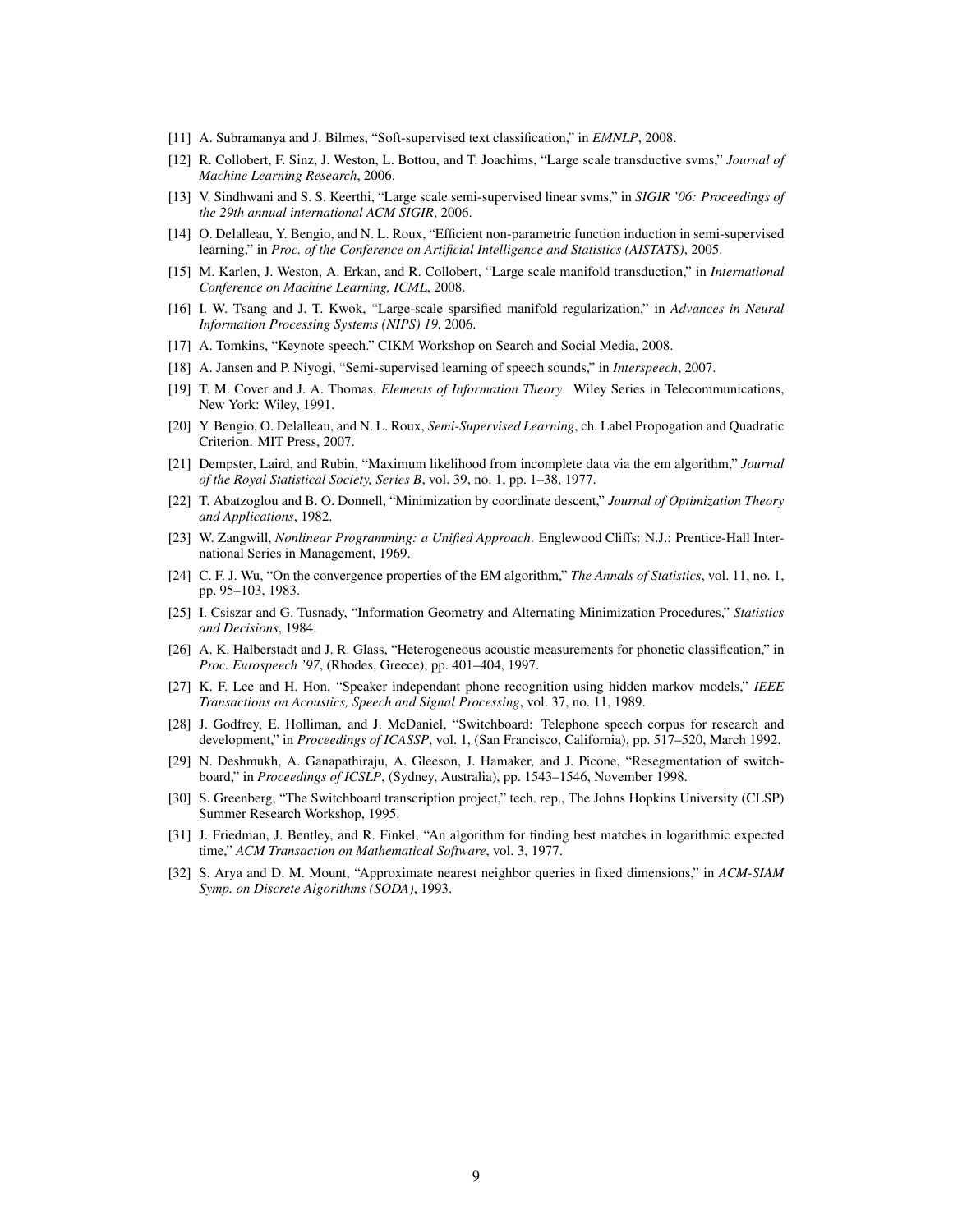[11] A. Subramanya and J. Bilmes, "Soft-supervised text classification," in *EMNLP*, 2008.

[12] R. Collobert, F. Sinz, J. Weston, L. Bottou, and T. Joachims, "Large scale transductive svms," *Journal of Machine Learning Research*, 2006.

[13] V. Sindhwani and S. S. Keerthi, "Large scale semi-supervised linear svms," in *SIGIR '06: Proceedings of the 29th annual international ACM SIGIR*, 2006.

[14] O. Delalleau, Y. Bengio, and N. L. Roux, "Efficient non-parametric function induction in semi-supervised learning," in *Proc. of the Conference on Artificial Intelligence and Statistics (AISTATS)*, 2005.

[15] M. Karlen, J. Weston, A. Erkan, and R. Collobert, "Large scale manifold transduction," in *International Conference on Machine Learning, ICML*, 2008.

[16] I. W. Tsang and J. T. Kwok, "Large-scale sparsified manifold regularization," in *Advances in Neural Information Processing Systems (NIPS) 19*, 2006.

[17] A. Tomkins, "Keynote speech." CIKM Workshop on Search and Social Media, 2008.

[18] A. Jansen and P. Niyogi, "Semi-supervised learning of speech sounds," in *Interspeech*, 2007.

[19] T. M. Cover and J. A. Thomas, *Elements of Information Theory*. Wiley Series in Telecommunications, New York: Wiley, 1991.

[20] Y. Bengio, O. Delalleau, and N. L. Roux, *Semi-Supervised Learning*, ch. Label Propogation and Quadratic Criterion. MIT Press, 2007.

[21] Dempster, Laird, and Rubin, "Maximum likelihood from incomplete data via the em algorithm," *Journal of the Royal Statistical Society, Series B*, vol. 39, no. 1, pp. 1–38, 1977.

[22] T. Abatzoglou and B. O. Donnell, "Minimization by coordinate descent," *Journal of Optimization Theory and Applications*, 1982.

[23] W. Zangwill, *Nonlinear Programming: a Unified Approach*. Englewood Cliffs: N.J.: Prentice-Hall International Series in Management, 1969.

[24] C. F. J. Wu, "On the convergence properties of the EM algorithm," *The Annals of Statistics*, vol. 11, no. 1, pp. 95–103, 1983.

[25] I. Csiszar and G. Tusnady, "Information Geometry and Alternating Minimization Procedures," *Statistics and Decisions*, 1984.

[26] A. K. Halberstadt and J. R. Glass, "Heterogeneous acoustic measurements for phonetic classification," in *Proc. Eurospeech '97*, (Rhodes, Greece), pp. 401–404, 1997.

[27] K. F. Lee and H. Hon, "Speaker independant phone recognition using hidden markov models," *IEEE Transactions on Acoustics, Speech and Signal Processing*, vol. 37, no. 11, 1989.

[28] J. Godfrey, E. Holliman, and J. McDaniel, "Switchboard: Telephone speech corpus for research and development," in *Proceedings of ICASSP*, vol. 1, (San Francisco, California), pp. 517–520, March 1992.

[29] N. Deshmukh, A. Ganapathiraju, A. Gleeson, J. Hamaker, and J. Picone, "Resegmentation of switchboard," in *Proceedings of ICSLP*, (Sydney, Australia), pp. 1543–1546, November 1998.

[30] S. Greenberg, "The Switchboard transcription project," tech. rep., The Johns Hopkins University (CLSP) Summer Research Workshop, 1995.

[31] J. Friedman, J. Bentley, and R. Finkel, "An algorithm for finding best matches in logarithmic expected time," *ACM Transaction on Mathematical Software*, vol. 3, 1977.

[32] S. Arya and D. M. Mount, "Approximate nearest neighbor queries in fixed dimensions," in *ACM-SIAM Symp. on Discrete Algorithms (SODA)*, 1993.